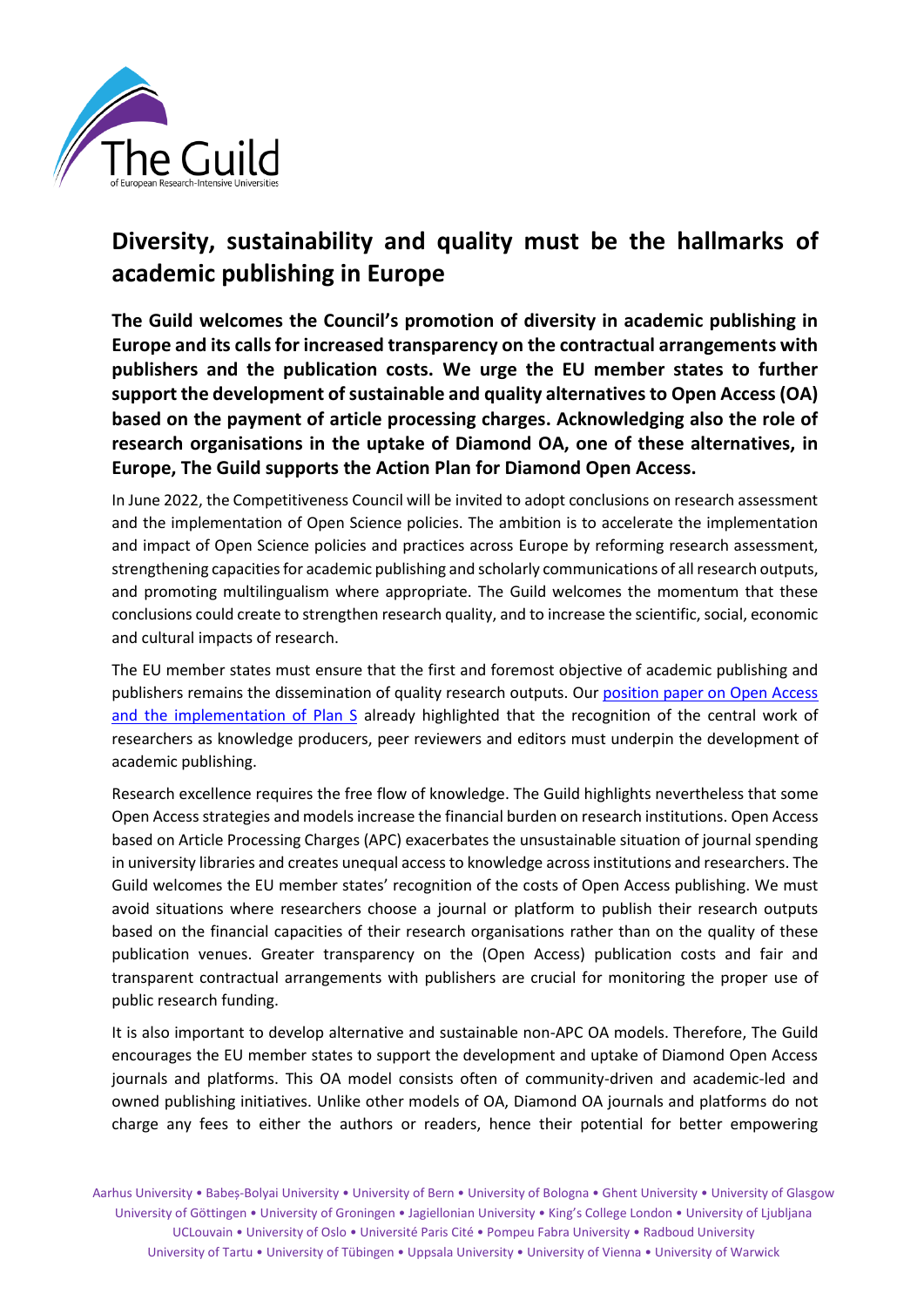# Diversity, sustainability and quality must be the hallmarks of academic publishing in Europe

**The Guild welcomes the Council's promotion of diversity in academic publishing in Europe and its calls for increased transparency on the contractual arrangements with publishers and the publication costs. We urge the EU member states to further support the development of sustainable and quality alternatives to Open Access (OA) based on the payment of article processing charges. Acknowledging also the role of research organisations in the uptake of Diamond OA, one of these alternatives, in Europe, The Guild supports the Action Plan for Diamond Open Access.**

In June 2022, the Competitiveness Council will be invited to adopt conclusions on research assessment and the implementation of Open Science policies. The ambition is to accelerate the implementation and impact of Open Science policies and practices across Europe by reforming research assessment, strengthening capacities for academic publishing and scholarly communications of all research outputs, and promoting multilingualism where appropriate. The Guild welcomes the momentum that these conclusions could create to strengthen research quality, and to increase the scientific, social, economic and cultural impacts of research.

The EU member states must ensure that the first and foremost objective of academic publishing and publishers remains the dissemination of quality research outputs. Our position paper on Open Access and the implementation of Plan S already highlighted that the recognition of the central work of researchers as knowledge producers, peer reviewers and editors must underpin the development of academic publishing.

Research excellence requires the free flow of knowledge. The Guild highlights nevertheless that some Open Access strategies and models increase the financial burden on research institutions. Open Access based on Article Processing Charges (APC) exacerbates the unsustainable situation of journal spending in university libraries and creates unequal access to knowledge across institutions and researchers. The Guild welcomes the EU member states' recognition of the costs of Open Access publishing. We must avoid situations where researchers choose a journal or platform to publish their research outputs based on the financial capacities of their research organisations rather than on the quality of these publication venues. Greater transparency on the (Open Access) publication costs and fair and transparent contractual arrangements with publishers are crucial for monitoring the proper use of public research funding.

It is also important to develop alternative and sustainable non-APC OA models. Therefore, The Guild encourages the EU member states to support the development and uptake of Diamond Open Access journals and platforms. This OA model consists often of community-driven and academic-led and owned publishing initiatives. Unlike other models of OA, Diamond OA journals and platforms do not charge any fees to either the authors or readers, hence their potential for better empowering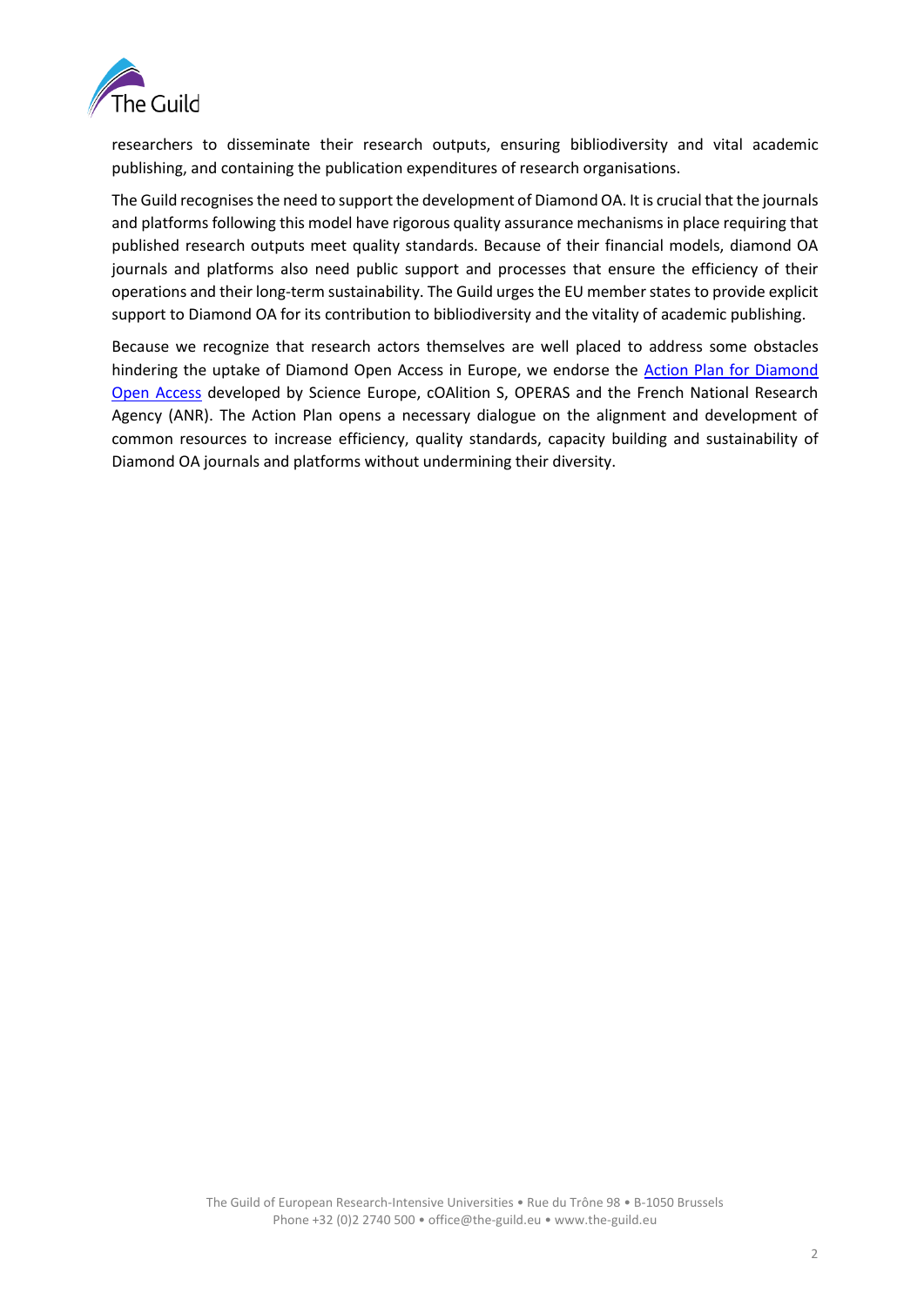researchers to disseminate their research outputs, ensuring bibliodiversity and vital academic publishing, and containing the publication expenditures of research organisations.

The Guild recognises the need to support the development of Diamond OA. It is crucial that the journals and platforms following this model have rigorous quality assurance mechanisms in place requiring that published research outputs meet quality standards. Because of their financial models, diamond OA journals and platforms also need public support and processes that ensure the efficiency of their operations and their long-term sustainability. The Guild urges the EU member states to provide explicit support to Diamond OA for its contribution to bibliodiversity and the vitality of academic publishing.

Because we recognize that research actors themselves are well placed to address some obstacles hindering the uptake of Diamond Open Access in Europe, we endorse the Action Plan for Diamond Open Access developed by Science Europe, cOAlition S, OPERAS and the French National Research Agency (ANR). The Action Plan opens a necessary dialogue on the alignment and development of common resources to increase efficiency, quality standards, capacity building and sustainability of Diamond OA journals and platforms without undermining their diversity.